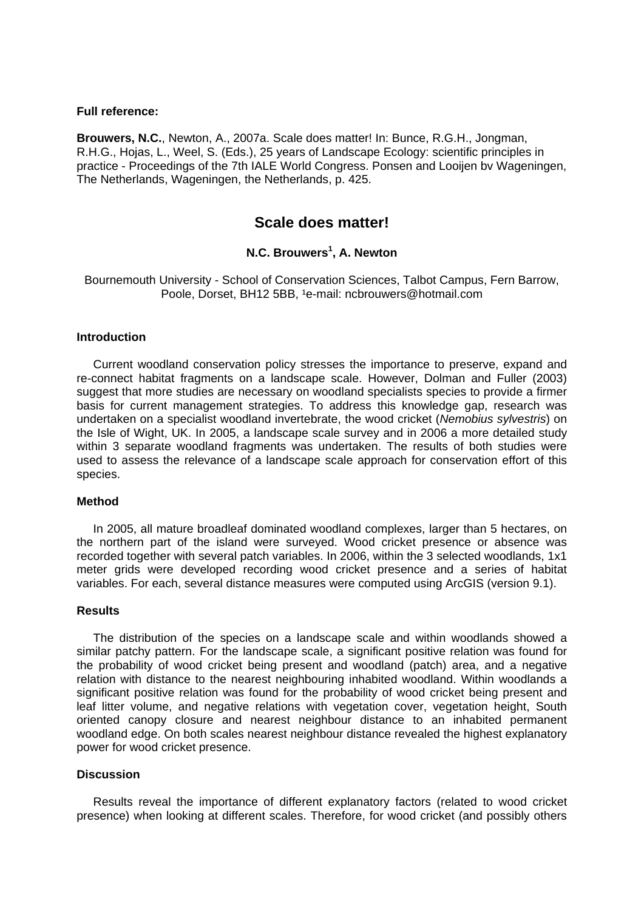**Full reference:**

**Brouwers, N.C.**, Newton, A., 2007a. Scale does matter! In: Bunce, R.G.H., Jongman, R.H.G., Hojas, L., Weel, S. (Eds.), 25 years of Landscape Ecology: scientific principles in practice - Proceedings of the 7th IALE World Congress. Ponsen and Looijen bv Wageningen, The Netherlands, Wageningen, the Netherlands, p. 425.

# Scale does matter!

**N.C. Brouwers[1], A. Newton**

Bournemouth University - School of Conservation Sciences, Talbot Campus, Fern Barrow, Poole, Dorset, BH12 5BB, [1]e-mail: ncbrouwers@hotmail.com

## Introduction

Current woodland conservation policy stresses the importance to preserve, expand and re-connect habitat fragments on a landscape scale. However, Dolman and Fuller (2003) suggest that more studies are necessary on woodland specialists species to provide a firmer basis for current management strategies. To address this knowledge gap, research was undertaken on a specialist woodland invertebrate, the wood cricket (*Nemobius sylvestris*) on the Isle of Wight, UK. In 2005, a landscape scale survey and in 2006 a more detailed study within 3 separate woodland fragments was undertaken. The results of both studies were used to assess the relevance of a landscape scale approach for conservation effort of this species.

## Method

In 2005, all mature broadleaf dominated woodland complexes, larger than 5 hectares, on the northern part of the island were surveyed. Wood cricket presence or absence was recorded together with several patch variables. In 2006, within the 3 selected woodlands, 1x1 meter grids were developed recording wood cricket presence and a series of habitat variables. For each, several distance measures were computed using ArcGIS (version 9.1).

## Results

The distribution of the species on a landscape scale and within woodlands showed a similar patchy pattern. For the landscape scale, a significant positive relation was found for the probability of wood cricket being present and woodland (patch) area, and a negative relation with distance to the nearest neighbouring inhabited woodland. Within woodlands a significant positive relation was found for the probability of wood cricket being present and leaf litter volume, and negative relations with vegetation cover, vegetation height, South oriented canopy closure and nearest neighbour distance to an inhabited permanent woodland edge. On both scales nearest neighbour distance revealed the highest explanatory power for wood cricket presence.

## Discussion

Results reveal the importance of different explanatory factors (related to wood cricket presence) when looking at different scales. Therefore, for wood cricket (and possibly others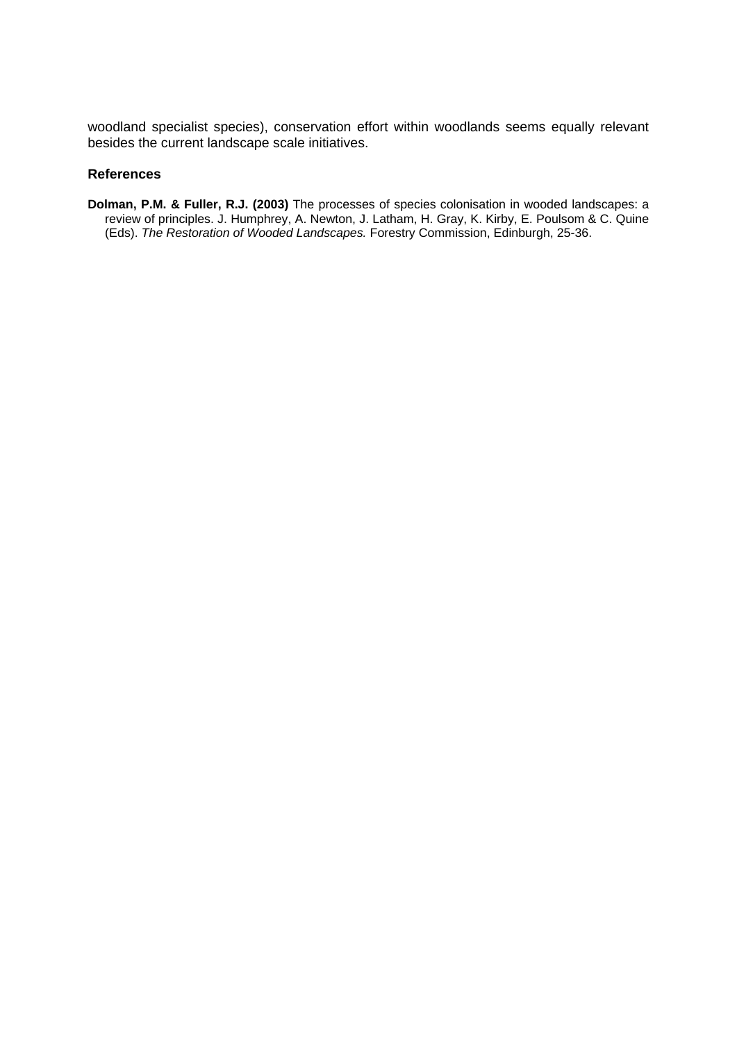woodland specialist species), conservation effort within woodlands seems equally relevant besides the current landscape scale initiatives.

## References

**Dolman, P.M. & Fuller, R.J. (2003)** The processes of species colonisation in wooded landscapes: a review of principles. J. Humphrey, A. Newton, J. Latham, H. Gray, K. Kirby, E. Poulsom & C. Quine (Eds). *The Restoration of Wooded Landscapes.* Forestry Commission, Edinburgh, 25-36.